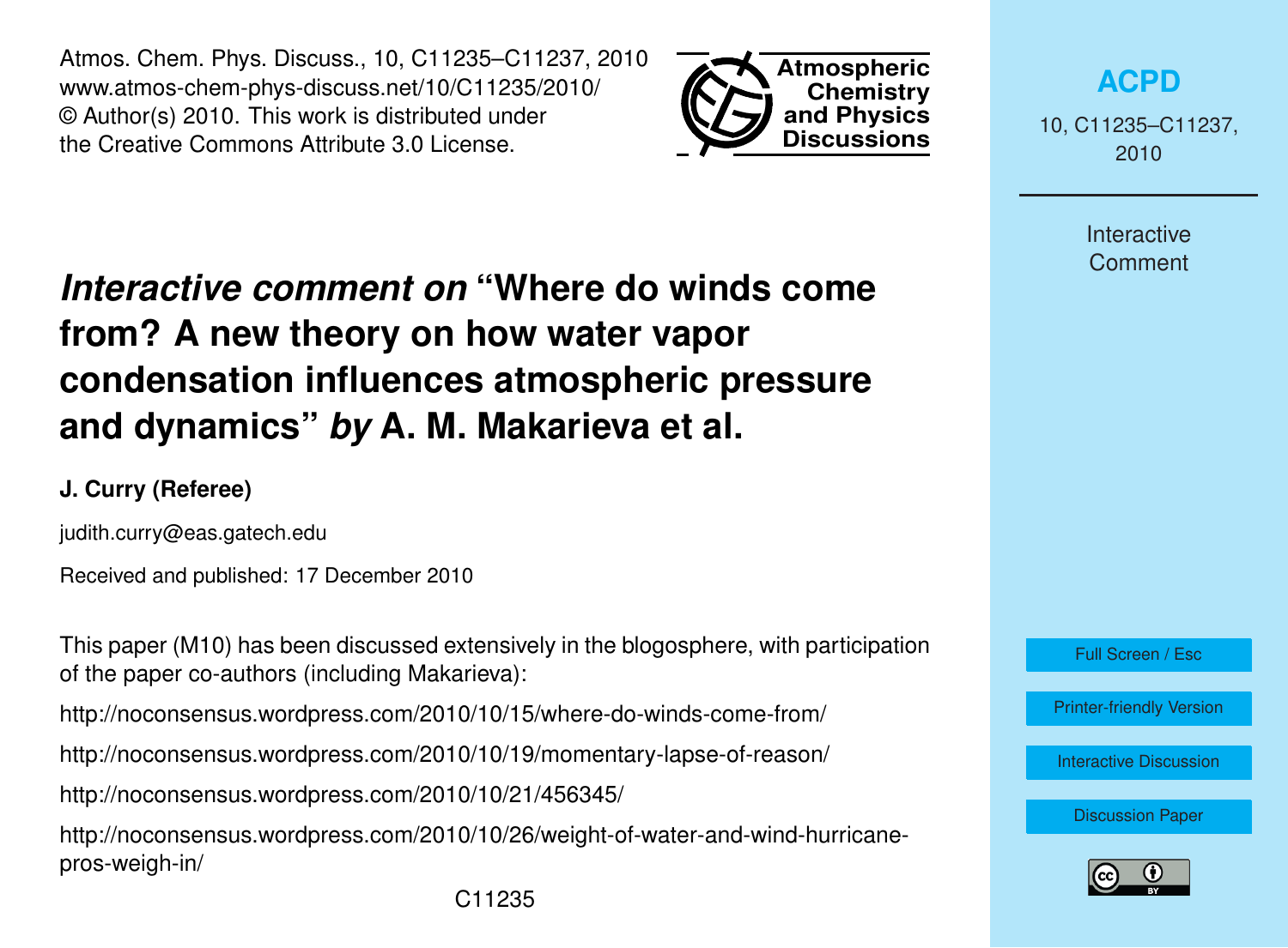# *Interactive comment on* "Where do winds come from? A new theory on how water vapor condensation influences atmospheric pressure and dynamics" *by* A. M. Makarieva et al.

**J. Curry (Referee)**

judith.curry@eas.gatech.edu

Received and published: 17 December 2010

This paper (M10) has been discussed extensively in the blogosphere, with participation of the paper co-authors (including Makarieva):

http://noconsensus.wordpress.com/2010/10/15/where-do-winds-come-from/

http://noconsensus.wordpress.com/2010/10/19/momentary-lapse-of-reason/

http://noconsensus.wordpress.com/2010/10/21/456345/

http://noconsensus.wordpress.com/2010/10/26/weight-of-water-and-wind-hurricane-pros-weigh-in/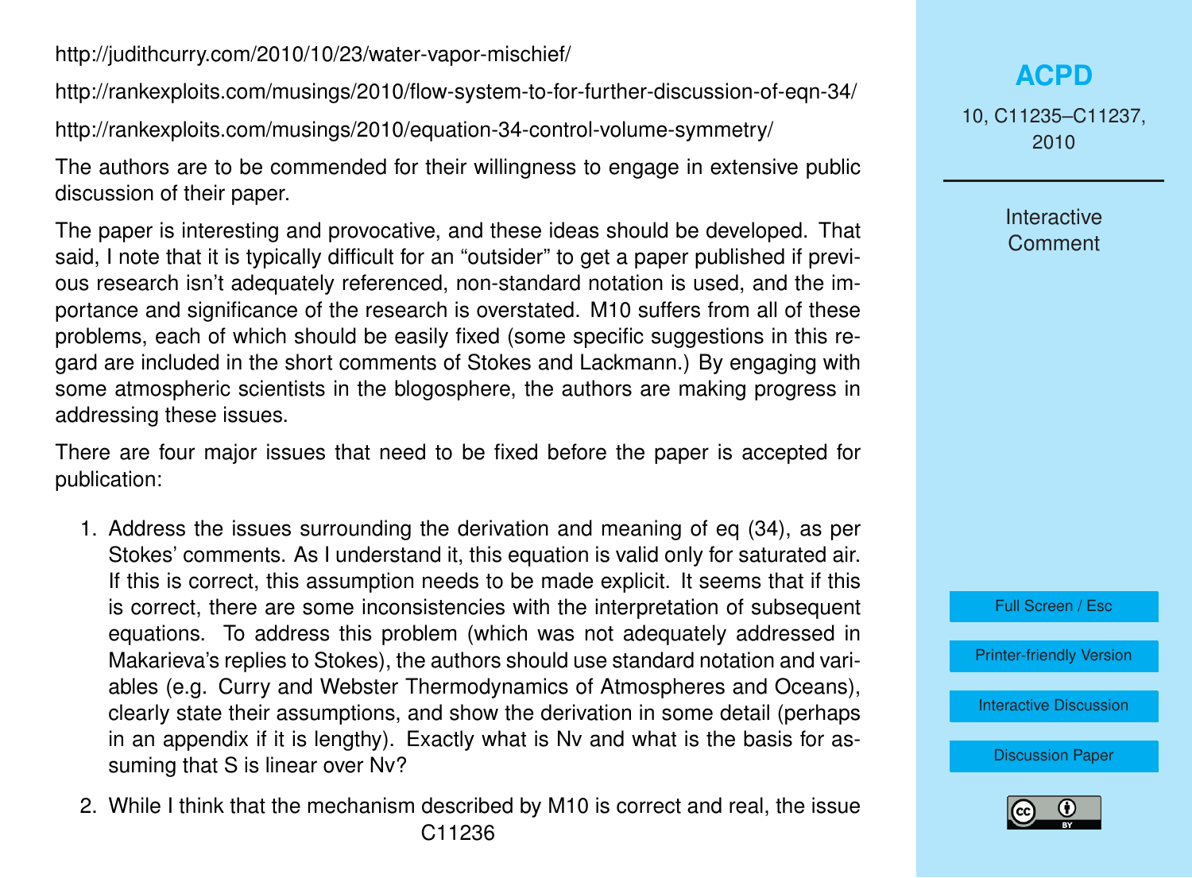http://judithcurry.com/2010/10/23/water-vapor-mischief/

http://rankexploits.com/musings/2010/flow-system-to-for-further-discussion-of-eqn-34/

http://rankexploits.com/musings/2010/equation-34-control-volume-symmetry/

The authors are to be commended for their willingness to engage in extensive public discussion of their paper.

The paper is interesting and provocative, and these ideas should be developed. That said, I note that it is typically difficult for an "outsider" to get a paper published if previous research isn't adequately referenced, non-standard notation is used, and the importance and significance of the research is overstated. M10 suffers from all of these problems, each of which should be easily fixed (some specific suggestions in this regard are included in the short comments of Stokes and Lackmann.) By engaging with some atmospheric scientists in the blogosphere, the authors are making progress in addressing these issues.

There are four major issues that need to be fixed before the paper is accepted for publication:

1. Address the issues surrounding the derivation and meaning of eq (34), as per Stokes' comments. As I understand it, this equation is valid only for saturated air. If this is correct, this assumption needs to be made explicit. It seems that if this is correct, there are some inconsistencies with the interpretation of subsequent equations. To address this problem (which was not adequately addressed in Makarieva's replies to Stokes), the authors should use standard notation and variables (e.g. Curry and Webster Thermodynamics of Atmospheres and Oceans), clearly state their assumptions, and show the derivation in some detail (perhaps in an appendix if it is lengthy). Exactly what is $N_v$ and what is the basis for assuming that $S$ is linear over $N_v$?

2. While I think that the mechanism described by M10 is correct and real, the issue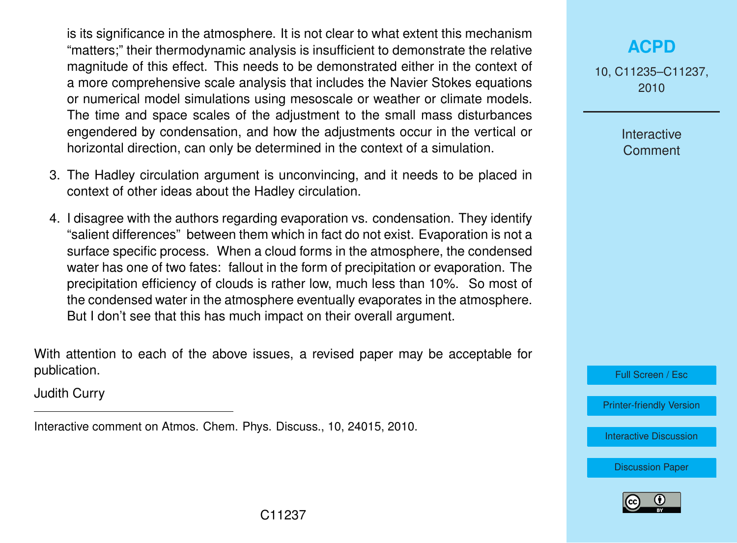is its significance in the atmosphere. It is not clear to what extent this mechanism "matters;" their thermodynamic analysis is insufficient to demonstrate the relative magnitude of this effect. This needs to be demonstrated either in the context of a more comprehensive scale analysis that includes the Navier Stokes equations or numerical model simulations using mesoscale or weather or climate models. The time and space scales of the adjustment to the small mass disturbances engendered by condensation, and how the adjustments occur in the vertical or horizontal direction, can only be determined in the context of a simulation.

3. The Hadley circulation argument is unconvincing, and it needs to be placed in context of other ideas about the Hadley circulation.

4. I disagree with the authors regarding evaporation vs. condensation. They identify "salient differences" between them which in fact do not exist. Evaporation is not a surface specific process. When a cloud forms in the atmosphere, the condensed water has one of two fates: fallout in the form of precipitation or evaporation. The precipitation efficiency of clouds is rather low, much less than 10%. So most of the condensed water in the atmosphere eventually evaporates in the atmosphere. But I don't see that this has much impact on their overall argument.

With attention to each of the above issues, a revised paper may be acceptable for publication.

Judith Curry

---

Interactive comment on Atmos. Chem. Phys. Discuss., 10, 24015, 2010.